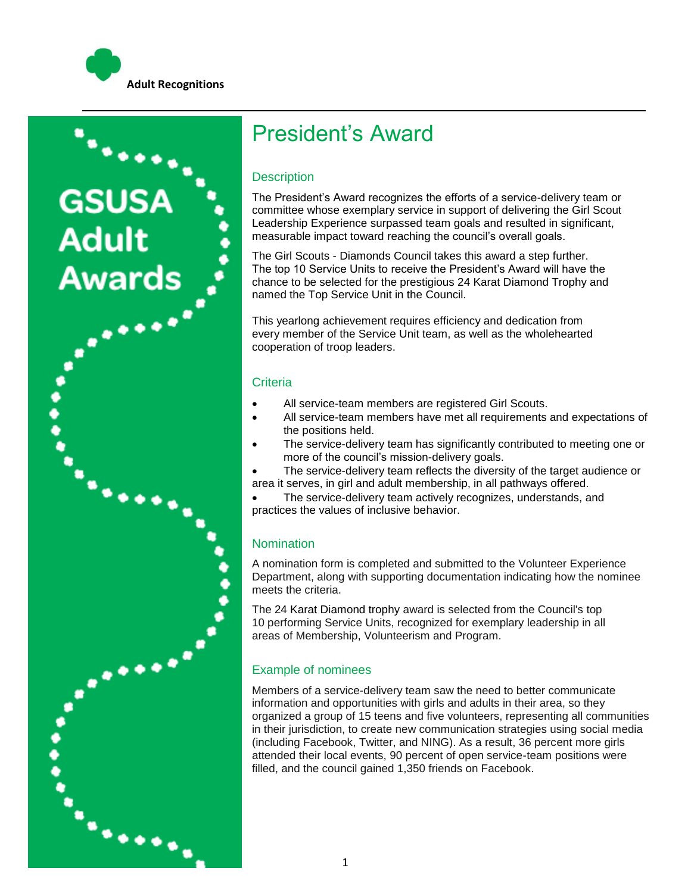Adult Recognitions

GSUSA Adult Awards

# President's Award

## Description

The President's Award recognizes the efforts of a service-delivery team or committee whose exemplary service in support of delivering the Girl Scout Leadership Experience surpassed team goals and resulted in significant, measurable impact toward reaching the council's overall goals.

The Girl Scouts - Diamonds Council takes this award a step further. The top 10 Service Units to receive the President's Award will have the chance to be selected for the prestigious 24 Karat Diamond Trophy and named the Top Service Unit in the Council.

This yearlong achievement requires efficiency and dedication from every member of the Service Unit team, as well as the wholehearted cooperation of troop leaders.

## Criteria

- All service-team members are registered Girl Scouts.
- All service-team members have met all requirements and expectations of the positions held.
- The service-delivery team has significantly contributed to meeting one or more of the council's mission-delivery goals.
- The service-delivery team reflects the diversity of the target audience or area it serves, in girl and adult membership, in all pathways offered.
- The service-delivery team actively recognizes, understands, and practices the values of inclusive behavior.

## Nomination

A nomination form is completed and submitted to the Volunteer Experience Department, along with supporting documentation indicating how the nominee meets the criteria.

The 24 Karat Diamond trophy award is selected from the Council's top 10 performing Service Units, recognized for exemplary leadership in all areas of Membership, Volunteerism and Program.

## Example of nominees

Members of a service-delivery team saw the need to better communicate information and opportunities with girls and adults in their area, so they organized a group of 15 teens and five volunteers, representing all communities in their jurisdiction, to create new communication strategies using social media (including Facebook, Twitter, and NING). As a result, 36 percent more girls attended their local events, 90 percent of open service-team positions were filled, and the council gained 1,350 friends on Facebook.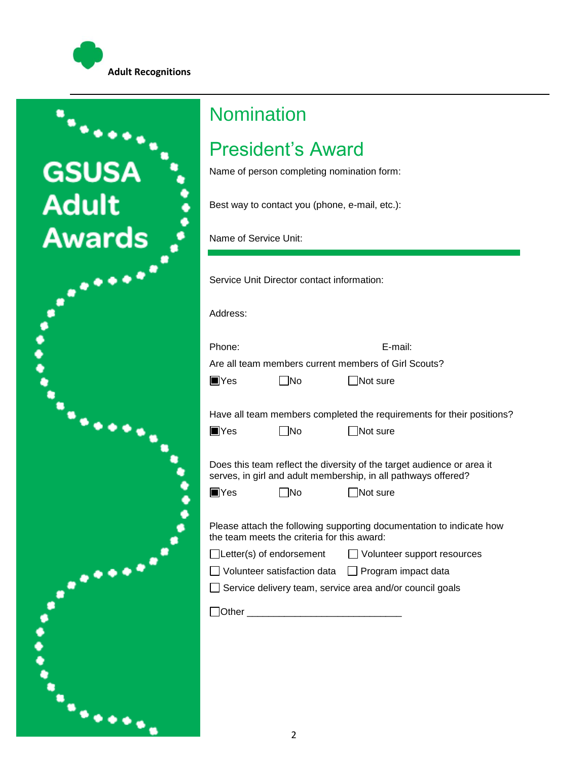Adult Recognitions

GSUSA Adult Awards

# Nomination

# President's Award

Name of person completing nomination form:

Best way to contact you (phone, e-mail, etc.):

Name of Service Unit:

Service Unit Director contact information:

Address:

Phone: E-mail:

Are all team members current members of Girl Scouts?

☒ Yes ☐ No ☐ Not sure

Have all team members completed the requirements for their positions?

☒ Yes ☐ No ☐ Not sure

Does this team reflect the diversity of the target audience or area it serves, in girl and adult membership, in all pathways offered?

☒ Yes ☐ No ☐ Not sure

Please attach the following supporting documentation to indicate how the team meets the criteria for this award:

☐ Letter(s) of endorsement ☐ Volunteer support resources

☐ Volunteer satisfaction data ☐ Program impact data

☐ Service delivery team, service area and/or council goals

☐ Other ____________________________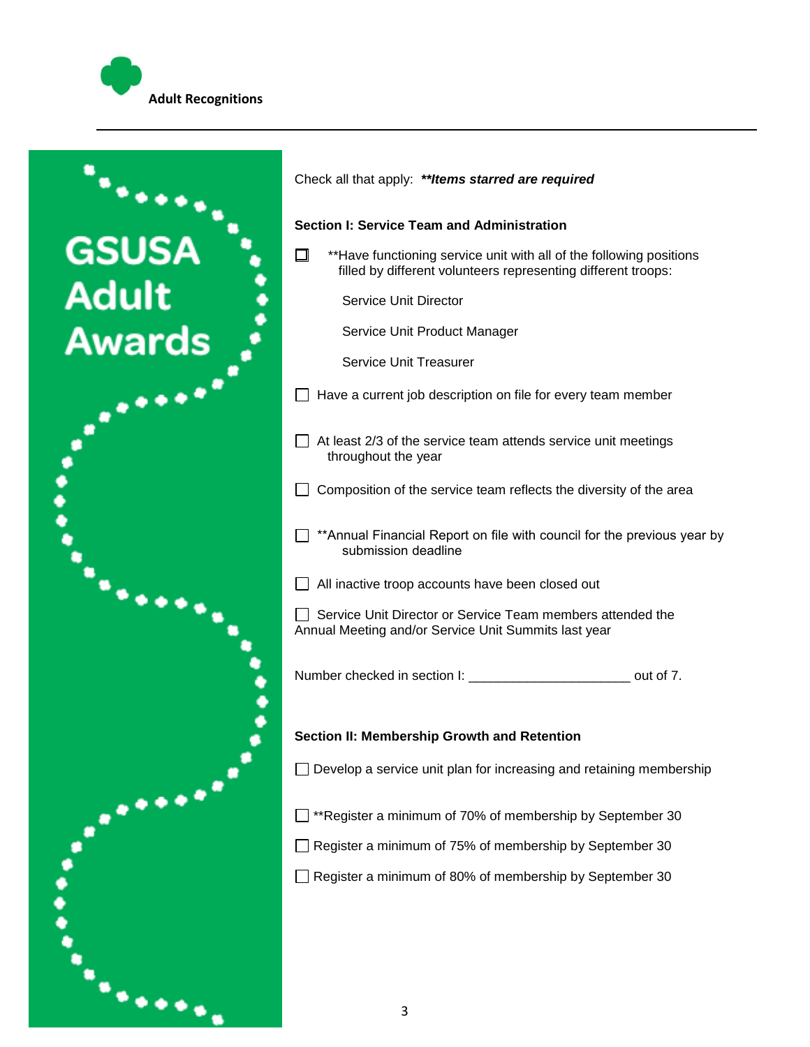Adult Recognitions

# GSUSA Adult Awards

Check all that apply: ***\*\*Items starred are required***

**Section I: Service Team and Administration**

- [ ] **Have functioning service unit with all of the following positions filled by different volunteers representing different troops:
  - Service Unit Director
  - Service Unit Product Manager
  - Service Unit Treasurer
- [ ] Have a current job description on file for every team member
- [ ] At least 2/3 of the service team attends service unit meetings throughout the year
- [ ] Composition of the service team reflects the diversity of the area
- [ ] **Annual Financial Report on file with council for the previous year by submission deadline
- [ ] All inactive troop accounts have been closed out
- [ ] Service Unit Director or Service Team members attended the Annual Meeting and/or Service Unit Summits last year

Number checked in section I: ______________________ out of 7.

**Section II: Membership Growth and Retention**

- [ ] Develop a service unit plan for increasing and retaining membership
- [ ] **Register a minimum of 70% of membership by September 30
- [ ] Register a minimum of 75% of membership by September 30
- [ ] Register a minimum of 80% of membership by September 30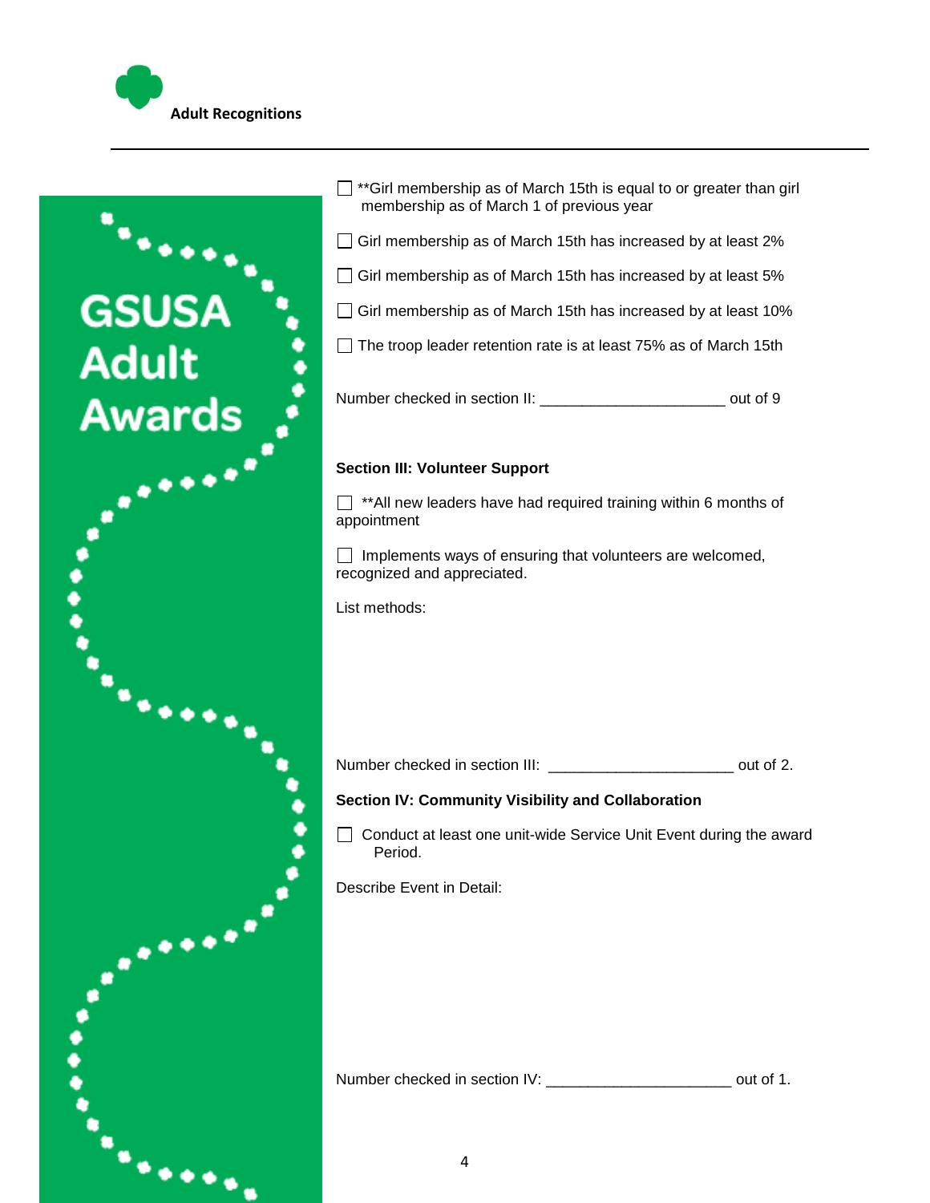- [ ] **Girl membership as of March 15th is equal to or greater than girl membership as of March 1 of previous year
- [ ] Girl membership as of March 15th has increased by at least 2%
- [ ] Girl membership as of March 15th has increased by at least 5%
- [ ] Girl membership as of March 15th has increased by at least 10%
- [ ] The troop leader retention rate is at least 75% as of March 15th

Number checked in section II: ______________________ out of 9

**Section III: Volunteer Support**

- [ ] **All new leaders have had required training within 6 months of appointment
- [ ] Implements ways of ensuring that volunteers are welcomed, recognized and appreciated.

List methods:

Number checked in section III: ______________________ out of 2.

**Section IV: Community Visibility and Collaboration**

- [ ] Conduct at least one unit-wide Service Unit Event during the award Period.

Describe Event in Detail:

Number checked in section IV: ______________________ out of 1.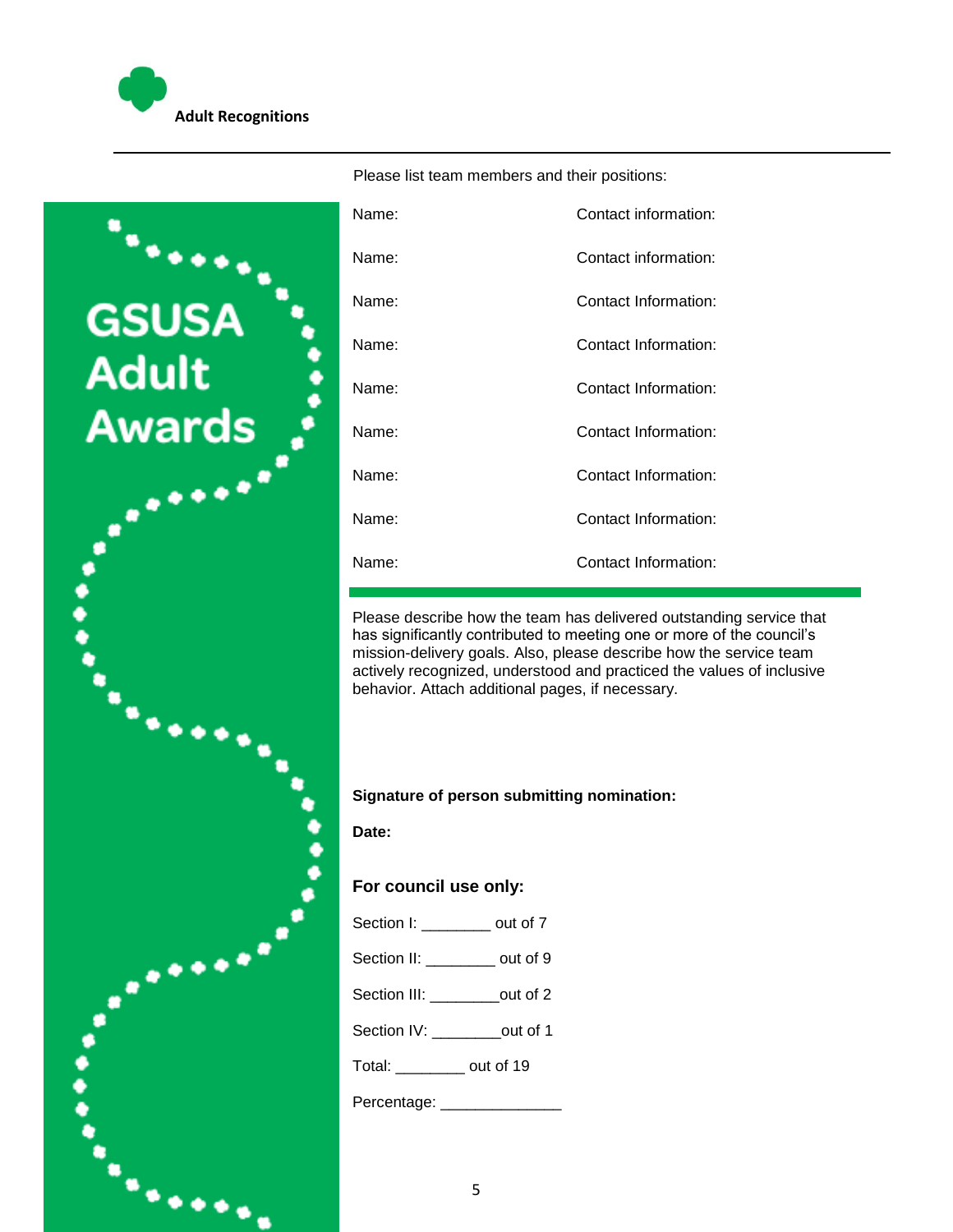Adult Recognitions

GSUSA Adult Awards

Please list team members and their positions:

| | |
|---|---|
| Name: | Contact information: |
| Name: | Contact information: |
| Name: | Contact Information: |
| Name: | Contact Information: |
| Name: | Contact Information: |
| Name: | Contact Information: |
| Name: | Contact Information: |
| Name: | Contact Information: |
| Name: | Contact Information: |

Please describe how the team has delivered outstanding service that has significantly contributed to meeting one or more of the council's mission-delivery goals. Also, please describe how the service team actively recognized, understood and practiced the values of inclusive behavior. Attach additional pages, if necessary.

**Signature of person submitting nomination:**

**Date:**

### For council use only:

Section I: ________ out of 7

Section II: ________ out of 9

Section III: ________out of 2

Section IV: ________out of 1

Total: ________ out of 19

Percentage: ______________